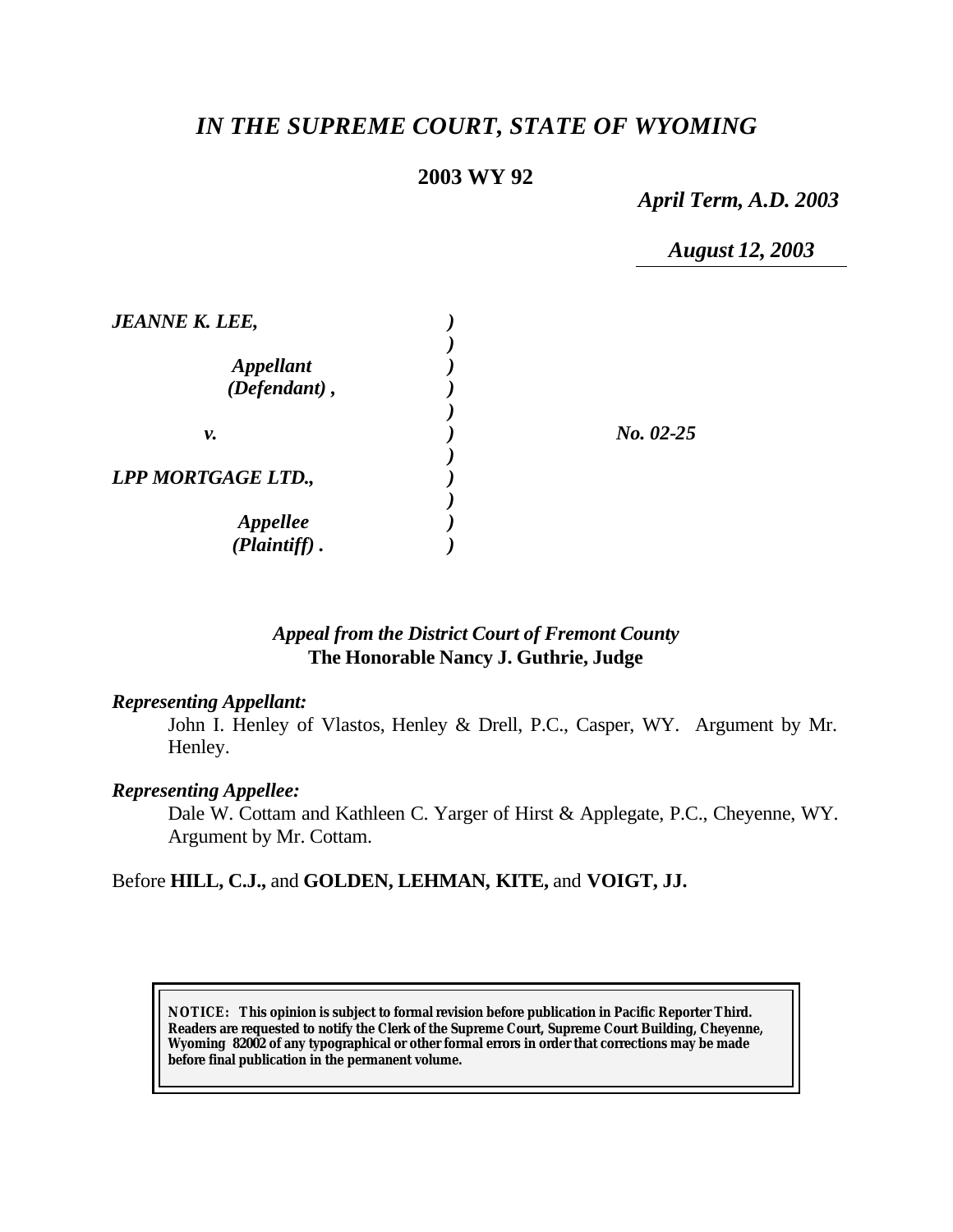# *IN THE SUPREME COURT, STATE OF WYOMING*

**2003 WY 92**

*April Term, A.D. 2003*

*August 12, 2003*

| | | |
|---|---|---|
| ***JEANNE K. LEE,*** | ) | |
| | ) | |
| ***Appellant*** | ) | |
| ***(Defendant) ,*** | ) | |
| | ) | |
| ***v.*** | ) | ***No. 02-25*** |
| | ) | |
| ***LPP MORTGAGE LTD.,*** | ) | |
| | ) | |
| ***Appellee*** | ) | |
| ***(Plaintiff) .*** | ) | |

*Appeal from the District Court of Fremont County*
**The Honorable Nancy J. Guthrie, Judge**

***Representing Appellant:***

John I. Henley of Vlastos, Henley & Drell, P.C., Casper, WY. Argument by Mr. Henley.

***Representing Appellee:***

Dale W. Cottam and Kathleen C. Yarger of Hirst & Applegate, P.C., Cheyenne, WY. Argument by Mr. Cottam.

Before **HILL, C.J.,** and **GOLDEN, LEHMAN, KITE,** and **VOIGT, JJ.**

**NOTICE: This opinion is subject to formal revision before publication in Pacific Reporter Third. Readers are requested to notify the Clerk of the Supreme Court, Supreme Court Building, Cheyenne, Wyoming 82002 of any typographical or other formal errors in order that corrections may be made before final publication in the permanent volume.**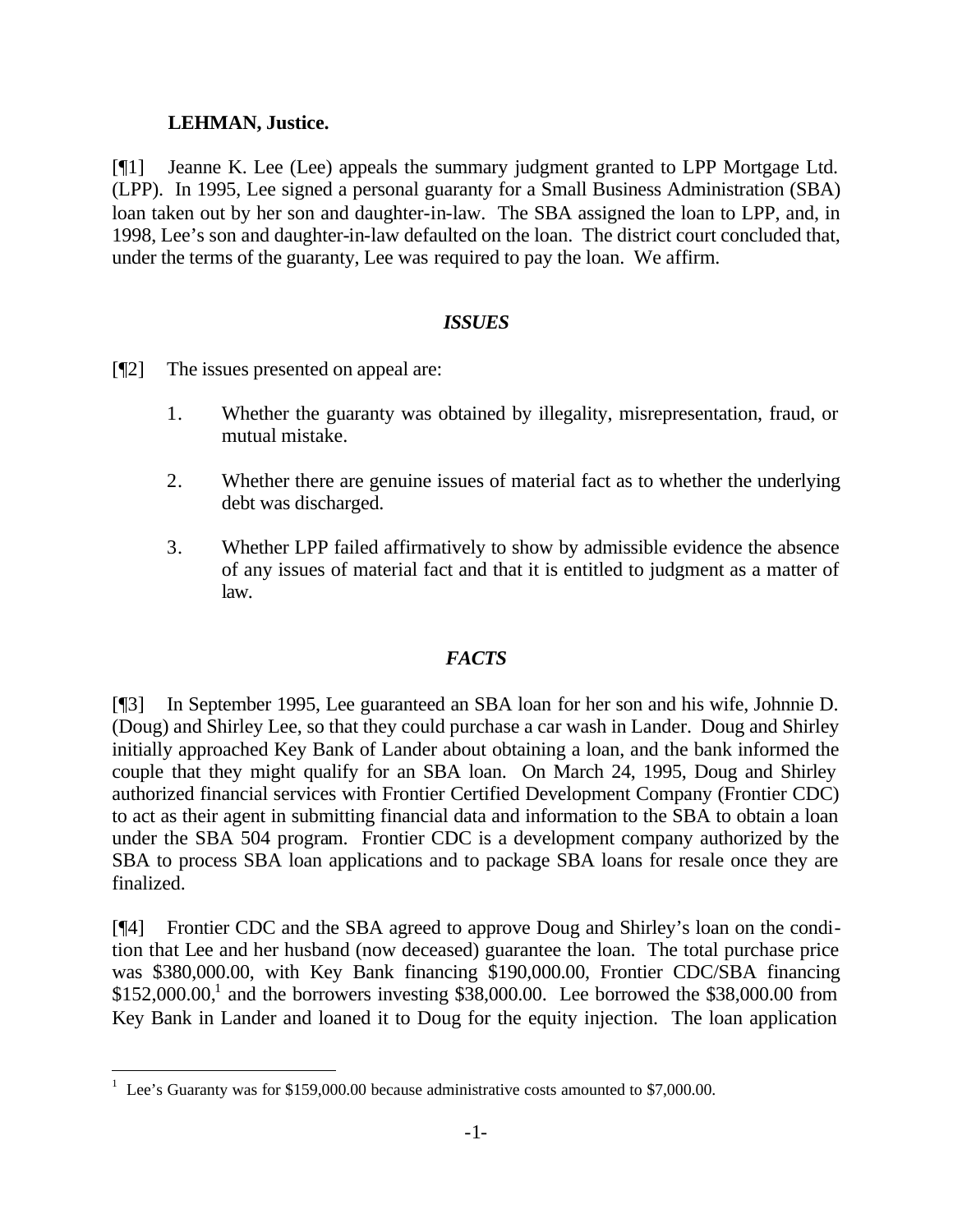**LEHMAN, Justice.**

[¶1] Jeanne K. Lee (Lee) appeals the summary judgment granted to LPP Mortgage Ltd. (LPP). In 1995, Lee signed a personal guaranty for a Small Business Administration (SBA) loan taken out by her son and daughter-in-law. The SBA assigned the loan to LPP, and, in 1998, Lee's son and daughter-in-law defaulted on the loan. The district court concluded that, under the terms of the guaranty, Lee was required to pay the loan. We affirm.

### *ISSUES*

[¶2] The issues presented on appeal are:

1. Whether the guaranty was obtained by illegality, misrepresentation, fraud, or mutual mistake.
2. Whether there are genuine issues of material fact as to whether the underlying debt was discharged.
3. Whether LPP failed affirmatively to show by admissible evidence the absence of any issues of material fact and that it is entitled to judgment as a matter of law.

### *FACTS*

[¶3] In September 1995, Lee guaranteed an SBA loan for her son and his wife, Johnnie D. (Doug) and Shirley Lee, so that they could purchase a car wash in Lander. Doug and Shirley initially approached Key Bank of Lander about obtaining a loan, and the bank informed the couple that they might qualify for an SBA loan. On March 24, 1995, Doug and Shirley authorized financial services with Frontier Certified Development Company (Frontier CDC) to act as their agent in submitting financial data and information to the SBA to obtain a loan under the SBA 504 program. Frontier CDC is a development company authorized by the SBA to process SBA loan applications and to package SBA loans for resale once they are finalized.

[¶4] Frontier CDC and the SBA agreed to approve Doug and Shirley's loan on the condition that Lee and her husband (now deceased) guarantee the loan. The total purchase price was $380,000.00, with Key Bank financing $190,000.00, Frontier CDC/SBA financing $152,000.00,[1] and the borrowers investing $38,000.00. Lee borrowed the $38,000.00 from Key Bank in Lander and loaned it to Doug for the equity injection. The loan application

[1] Lee's Guaranty was for $159,000.00 because administrative costs amounted to $7,000.00.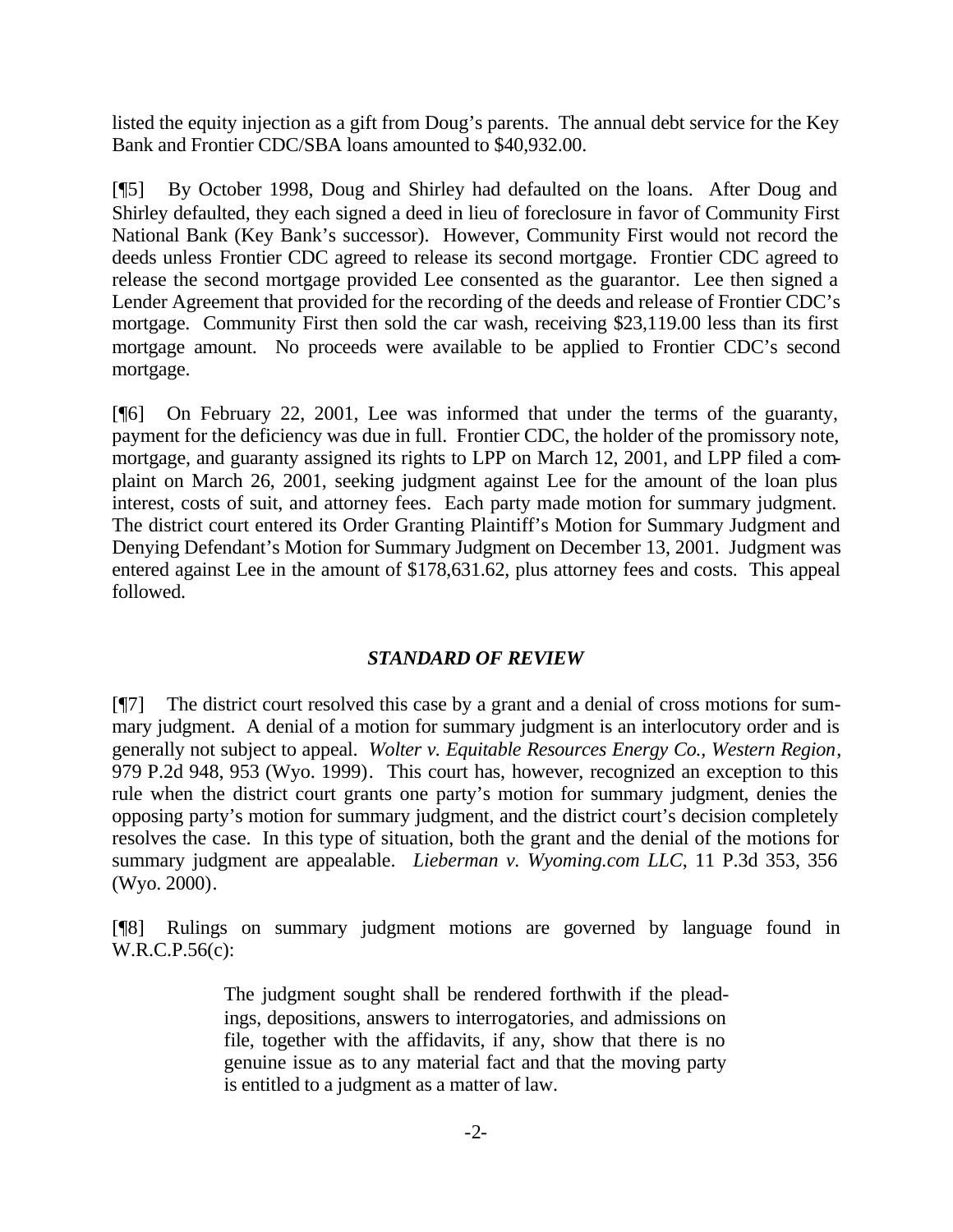listed the equity injection as a gift from Doug's parents. The annual debt service for the Key Bank and Frontier CDC/SBA loans amounted to $40,932.00.

[¶5] By October 1998, Doug and Shirley had defaulted on the loans. After Doug and Shirley defaulted, they each signed a deed in lieu of foreclosure in favor of Community First National Bank (Key Bank's successor). However, Community First would not record the deeds unless Frontier CDC agreed to release its second mortgage. Frontier CDC agreed to release the second mortgage provided Lee consented as the guarantor. Lee then signed a Lender Agreement that provided for the recording of the deeds and release of Frontier CDC's mortgage. Community First then sold the car wash, receiving $23,119.00 less than its first mortgage amount. No proceeds were available to be applied to Frontier CDC's second mortgage.

[¶6] On February 22, 2001, Lee was informed that under the terms of the guaranty, payment for the deficiency was due in full. Frontier CDC, the holder of the promissory note, mortgage, and guaranty assigned its rights to LPP on March 12, 2001, and LPP filed a complaint on March 26, 2001, seeking judgment against Lee for the amount of the loan plus interest, costs of suit, and attorney fees. Each party made motion for summary judgment. The district court entered its Order Granting Plaintiff's Motion for Summary Judgment and Denying Defendant's Motion for Summary Judgment on December 13, 2001. Judgment was entered against Lee in the amount of $178,631.62, plus attorney fees and costs. This appeal followed.

## *STANDARD OF REVIEW*

[¶7] The district court resolved this case by a grant and a denial of cross motions for summary judgment. A denial of a motion for summary judgment is an interlocutory order and is generally not subject to appeal. *Wolter v. Equitable Resources Energy Co., Western Region*, 979 P.2d 948, 953 (Wyo. 1999). This court has, however, recognized an exception to this rule when the district court grants one party's motion for summary judgment, denies the opposing party's motion for summary judgment, and the district court's decision completely resolves the case. In this type of situation, both the grant and the denial of the motions for summary judgment are appealable. *Lieberman v. Wyoming.com LLC*, 11 P.3d 353, 356 (Wyo. 2000).

[¶8] Rulings on summary judgment motions are governed by language found in W.R.C.P.56(c):

> The judgment sought shall be rendered forthwith if the pleadings, depositions, answers to interrogatories, and admissions on file, together with the affidavits, if any, show that there is no genuine issue as to any material fact and that the moving party is entitled to a judgment as a matter of law.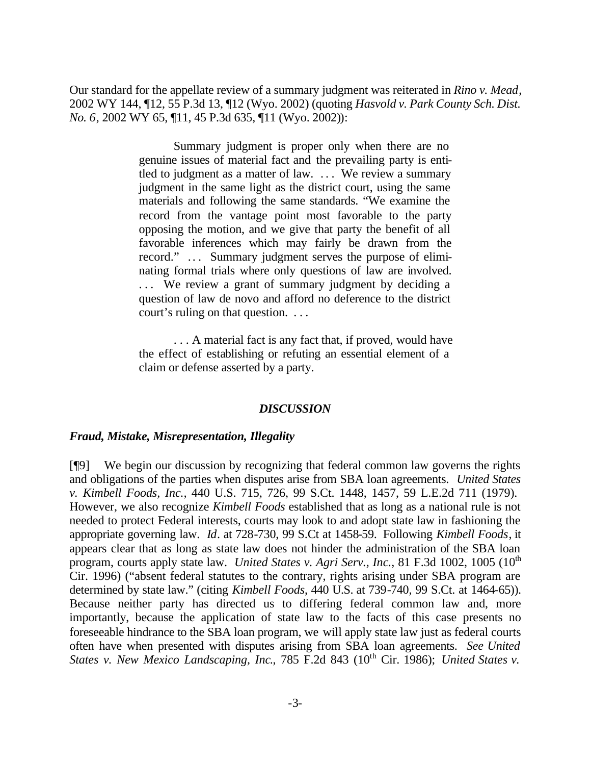Our standard for the appellate review of a summary judgment was reiterated in *Rino v. Mead*, 2002 WY 144, ¶12, 55 P.3d 13, ¶12 (Wyo. 2002) (quoting *Hasvold v. Park County Sch. Dist. No. 6*, 2002 WY 65, ¶11, 45 P.3d 635, ¶11 (Wyo. 2002)):

> Summary judgment is proper only when there are no genuine issues of material fact and the prevailing party is entitled to judgment as a matter of law. . . . We review a summary judgment in the same light as the district court, using the same materials and following the same standards. "We examine the record from the vantage point most favorable to the party opposing the motion, and we give that party the benefit of all favorable inferences which may fairly be drawn from the record." . . . Summary judgment serves the purpose of eliminating formal trials where only questions of law are involved. . . . We review a grant of summary judgment by deciding a question of law de novo and afford no deference to the district court's ruling on that question. . . .
>
> . . . A material fact is any fact that, if proved, would have the effect of establishing or refuting an essential element of a claim or defense asserted by a party.

## *DISCUSSION*

### *Fraud, Mistake, Misrepresentation, Illegality*

[¶9] We begin our discussion by recognizing that federal common law governs the rights and obligations of the parties when disputes arise from SBA loan agreements. *United States v. Kimbell Foods, Inc.*, 440 U.S. 715, 726, 99 S.Ct. 1448, 1457, 59 L.E.2d 711 (1979). However, we also recognize *Kimbell Foods* established that as long as a national rule is not needed to protect Federal interests, courts may look to and adopt state law in fashioning the appropriate governing law. *Id*. at 728-730, 99 S.Ct at 1458-59. Following *Kimbell Foods*, it appears clear that as long as state law does not hinder the administration of the SBA loan program, courts apply state law. *United States v. Agri Serv., Inc.*, 81 F.3d 1002, 1005 (10th Cir. 1996) ("absent federal statutes to the contrary, rights arising under SBA program are determined by state law." (citing *Kimbell Foods*, 440 U.S. at 739-740, 99 S.Ct. at 1464-65)). Because neither party has directed us to differing federal common law and, more importantly, because the application of state law to the facts of this case presents no foreseeable hindrance to the SBA loan program, we will apply state law just as federal courts often have when presented with disputes arising from SBA loan agreements. *See United States v. New Mexico Landscaping, Inc.*, 785 F.2d 843 (10th Cir. 1986); *United States v.*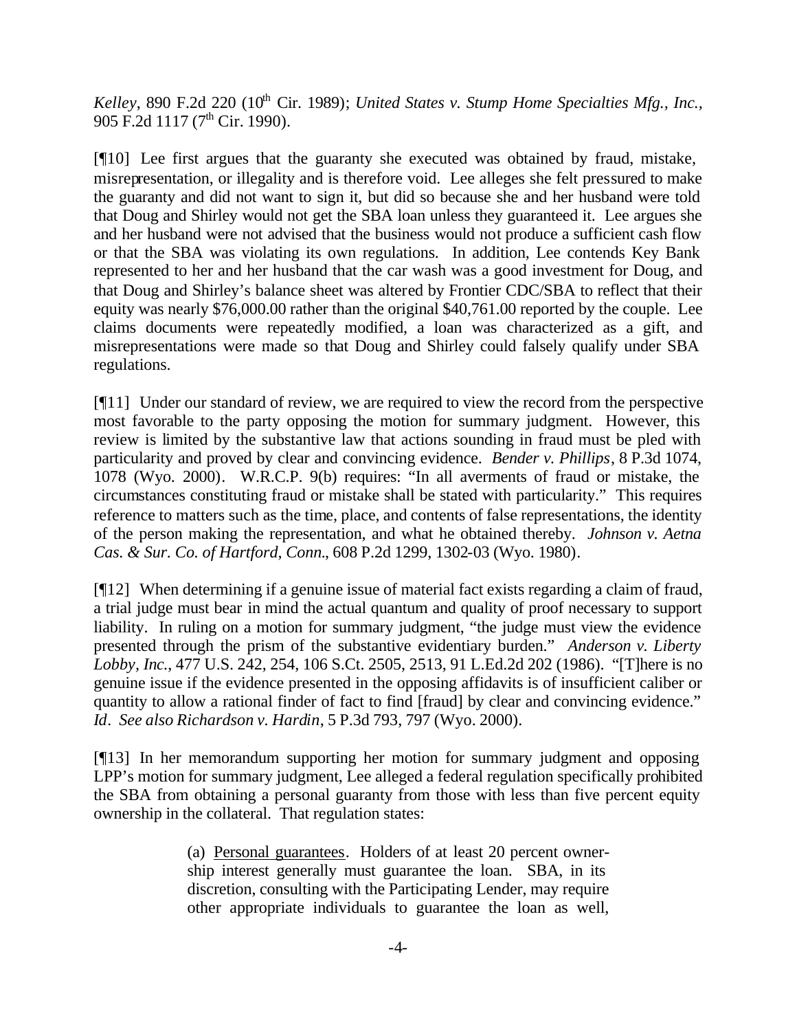*Kelley*, 890 F.2d 220 (10th Cir. 1989); *United States v. Stump Home Specialties Mfg., Inc.*, 905 F.2d 1117 (7th Cir. 1990).

[¶10] Lee first argues that the guaranty she executed was obtained by fraud, mistake, misrepresentation, or illegality and is therefore void. Lee alleges she felt pressured to make the guaranty and did not want to sign it, but did so because she and her husband were told that Doug and Shirley would not get the SBA loan unless they guaranteed it. Lee argues she and her husband were not advised that the business would not produce a sufficient cash flow or that the SBA was violating its own regulations. In addition, Lee contends Key Bank represented to her and her husband that the car wash was a good investment for Doug, and that Doug and Shirley's balance sheet was altered by Frontier CDC/SBA to reflect that their equity was nearly $76,000.00 rather than the original $40,761.00 reported by the couple. Lee claims documents were repeatedly modified, a loan was characterized as a gift, and misrepresentations were made so that Doug and Shirley could falsely qualify under SBA regulations.

[¶11] Under our standard of review, we are required to view the record from the perspective most favorable to the party opposing the motion for summary judgment. However, this review is limited by the substantive law that actions sounding in fraud must be pled with particularity and proved by clear and convincing evidence. *Bender v. Phillips*, 8 P.3d 1074, 1078 (Wyo. 2000). W.R.C.P. 9(b) requires: "In all averments of fraud or mistake, the circumstances constituting fraud or mistake shall be stated with particularity." This requires reference to matters such as the time, place, and contents of false representations, the identity of the person making the representation, and what he obtained thereby. *Johnson v. Aetna Cas. & Sur. Co. of Hartford, Conn.*, 608 P.2d 1299, 1302-03 (Wyo. 1980).

[¶12] When determining if a genuine issue of material fact exists regarding a claim of fraud, a trial judge must bear in mind the actual quantum and quality of proof necessary to support liability. In ruling on a motion for summary judgment, "the judge must view the evidence presented through the prism of the substantive evidentiary burden." *Anderson v. Liberty Lobby, Inc.*, 477 U.S. 242, 254, 106 S.Ct. 2505, 2513, 91 L.Ed.2d 202 (1986). "[T]here is no genuine issue if the evidence presented in the opposing affidavits is of insufficient caliber or quantity to allow a rational finder of fact to find [fraud] by clear and convincing evidence." *Id*. *See also Richardson v. Hardin*, 5 P.3d 793, 797 (Wyo. 2000).

[¶13] In her memorandum supporting her motion for summary judgment and opposing LPP's motion for summary judgment, Lee alleged a federal regulation specifically prohibited the SBA from obtaining a personal guaranty from those with less than five percent equity ownership in the collateral. That regulation states:

> (a) Personal guarantees. Holders of at least 20 percent ownership interest generally must guarantee the loan. SBA, in its discretion, consulting with the Participating Lender, may require other appropriate individuals to guarantee the loan as well,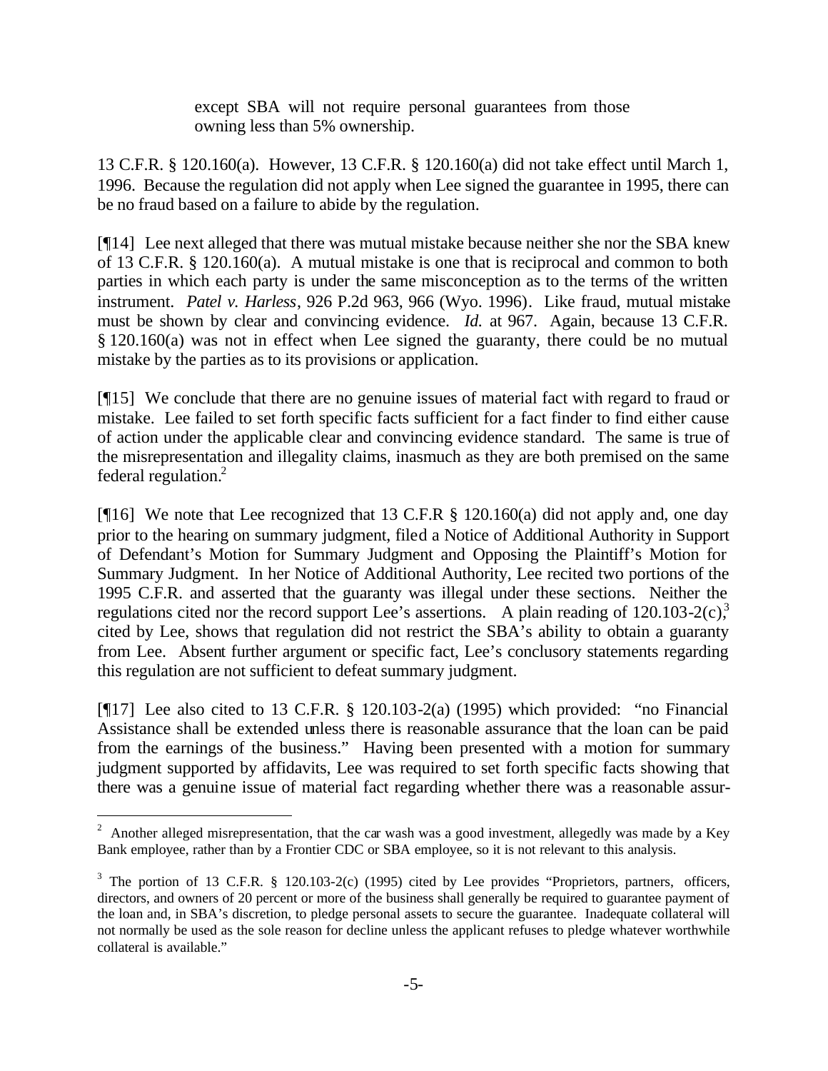> except SBA will not require personal guarantees from those owning less than 5% ownership.

13 C.F.R. § 120.160(a). However, 13 C.F.R. § 120.160(a) did not take effect until March 1, 1996. Because the regulation did not apply when Lee signed the guarantee in 1995, there can be no fraud based on a failure to abide by the regulation.

[¶14] Lee next alleged that there was mutual mistake because neither she nor the SBA knew of 13 C.F.R. § 120.160(a). A mutual mistake is one that is reciprocal and common to both parties in which each party is under the same misconception as to the terms of the written instrument. *Patel v. Harless*, 926 P.2d 963, 966 (Wyo. 1996). Like fraud, mutual mistake must be shown by clear and convincing evidence. *Id.* at 967. Again, because 13 C.F.R. § 120.160(a) was not in effect when Lee signed the guaranty, there could be no mutual mistake by the parties as to its provisions or application.

[¶15] We conclude that there are no genuine issues of material fact with regard to fraud or mistake. Lee failed to set forth specific facts sufficient for a fact finder to find either cause of action under the applicable clear and convincing evidence standard. The same is true of the misrepresentation and illegality claims, inasmuch as they are both premised on the same federal regulation.[2]

[¶16] We note that Lee recognized that 13 C.F.R § 120.160(a) did not apply and, one day prior to the hearing on summary judgment, filed a Notice of Additional Authority in Support of Defendant's Motion for Summary Judgment and Opposing the Plaintiff's Motion for Summary Judgment. In her Notice of Additional Authority, Lee recited two portions of the 1995 C.F.R. and asserted that the guaranty was illegal under these sections. Neither the regulations cited nor the record support Lee's assertions. A plain reading of 120.103-2(c),[3] cited by Lee, shows that regulation did not restrict the SBA's ability to obtain a guaranty from Lee. Absent further argument or specific fact, Lee's conclusory statements regarding this regulation are not sufficient to defeat summary judgment.

[¶17] Lee also cited to 13 C.F.R. § 120.103-2(a) (1995) which provided: "no Financial Assistance shall be extended unless there is reasonable assurance that the loan can be paid from the earnings of the business." Having been presented with a motion for summary judgment supported by affidavits, Lee was required to set forth specific facts showing that there was a genuine issue of material fact regarding whether there was a reasonable assur-

---

[2] Another alleged misrepresentation, that the car wash was a good investment, allegedly was made by a Key Bank employee, rather than by a Frontier CDC or SBA employee, so it is not relevant to this analysis.

[3] The portion of 13 C.F.R. § 120.103-2(c) (1995) cited by Lee provides "Proprietors, partners, officers, directors, and owners of 20 percent or more of the business shall generally be required to guarantee payment of the loan and, in SBA's discretion, to pledge personal assets to secure the guarantee. Inadequate collateral will not normally be used as the sole reason for decline unless the applicant refuses to pledge whatever worthwhile collateral is available."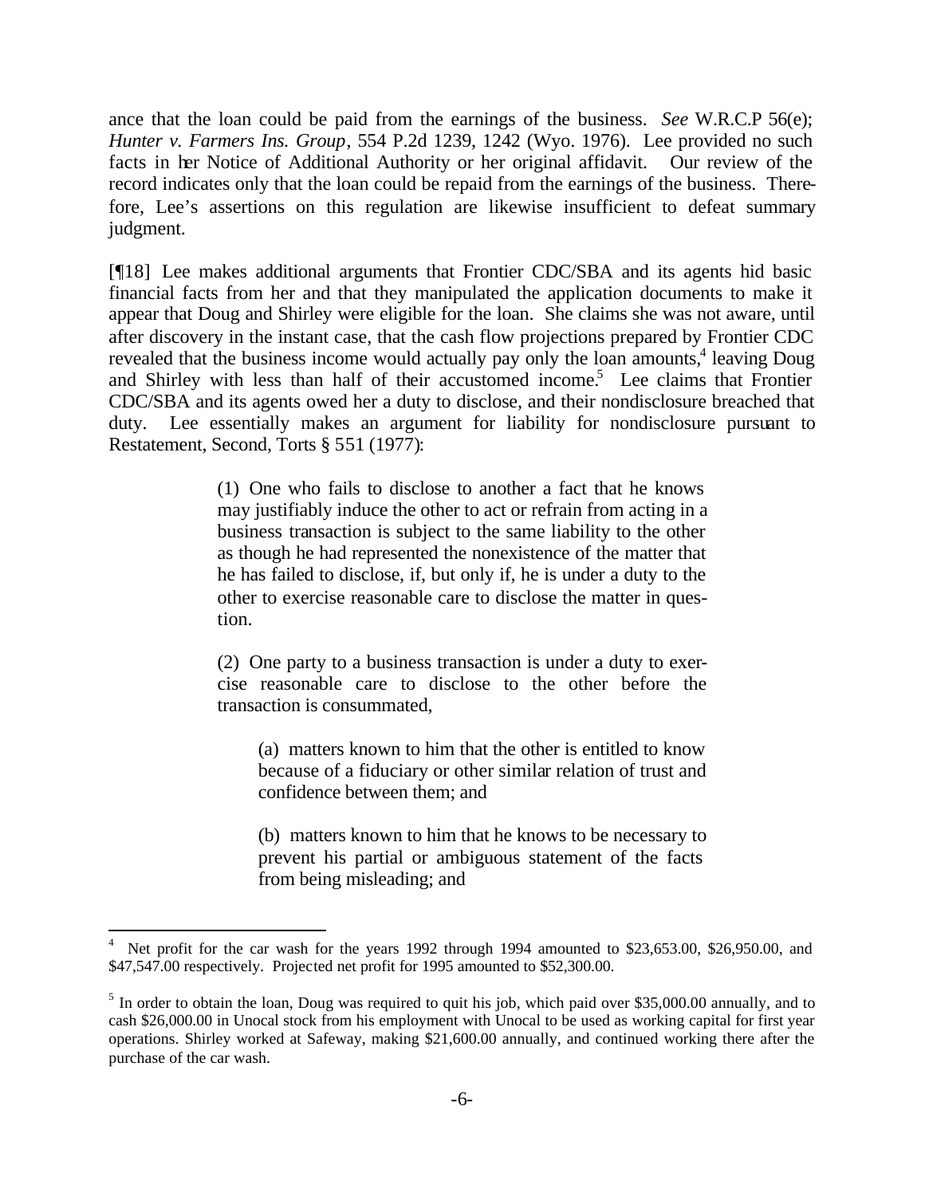ance that the loan could be paid from the earnings of the business. *See* W.R.C.P 56(e); *Hunter v. Farmers Ins. Group*, 554 P.2d 1239, 1242 (Wyo. 1976). Lee provided no such facts in her Notice of Additional Authority or her original affidavit. Our review of the record indicates only that the loan could be repaid from the earnings of the business. Therefore, Lee's assertions on this regulation are likewise insufficient to defeat summary judgment.

[¶18] Lee makes additional arguments that Frontier CDC/SBA and its agents hid basic financial facts from her and that they manipulated the application documents to make it appear that Doug and Shirley were eligible for the loan. She claims she was not aware, until after discovery in the instant case, that the cash flow projections prepared by Frontier CDC revealed that the business income would actually pay only the loan amounts,[4] leaving Doug and Shirley with less than half of their accustomed income.[5] Lee claims that Frontier CDC/SBA and its agents owed her a duty to disclose, and their nondisclosure breached that duty. Lee essentially makes an argument for liability for nondisclosure pursuant to Restatement, Second, Torts § 551 (1977):

> (1) One who fails to disclose to another a fact that he knows may justifiably induce the other to act or refrain from acting in a business transaction is subject to the same liability to the other as though he had represented the nonexistence of the matter that he has failed to disclose, if, but only if, he is under a duty to the other to exercise reasonable care to disclose the matter in question.
>
> (2) One party to a business transaction is under a duty to exercise reasonable care to disclose to the other before the transaction is consummated,
>
> > (a) matters known to him that the other is entitled to know because of a fiduciary or other similar relation of trust and confidence between them; and
> >
> > (b) matters known to him that he knows to be necessary to prevent his partial or ambiguous statement of the facts from being misleading; and

---

[4] Net profit for the car wash for the years 1992 through 1994 amounted to $23,653.00, $26,950.00, and $47,547.00 respectively. Projected net profit for 1995 amounted to $52,300.00.

[5] In order to obtain the loan, Doug was required to quit his job, which paid over $35,000.00 annually, and to cash $26,000.00 in Unocal stock from his employment with Unocal to be used as working capital for first year operations. Shirley worked at Safeway, making $21,600.00 annually, and continued working there after the purchase of the car wash.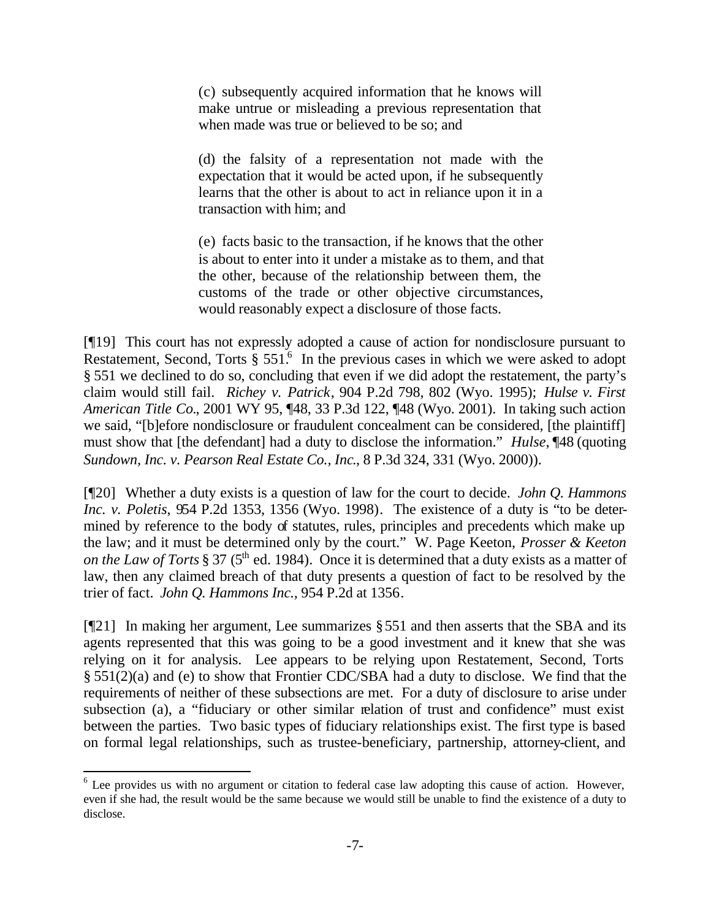> (c) subsequently acquired information that he knows will make untrue or misleading a previous representation that when made was true or believed to be so; and
>
> (d) the falsity of a representation not made with the expectation that it would be acted upon, if he subsequently learns that the other is about to act in reliance upon it in a transaction with him; and
>
> (e) facts basic to the transaction, if he knows that the other is about to enter into it under a mistake as to them, and that the other, because of the relationship between them, the customs of the trade or other objective circumstances, would reasonably expect a disclosure of those facts.

[¶19] This court has not expressly adopted a cause of action for nondisclosure pursuant to Restatement, Second, Torts § 551.[6] In the previous cases in which we were asked to adopt § 551 we declined to do so, concluding that even if we did adopt the restatement, the party's claim would still fail. *Richey v. Patrick*, 904 P.2d 798, 802 (Wyo. 1995); *Hulse v. First American Title Co.*, 2001 WY 95, ¶48, 33 P.3d 122, ¶48 (Wyo. 2001). In taking such action we said, "[b]efore nondisclosure or fraudulent concealment can be considered, [the plaintiff] must show that [the defendant] had a duty to disclose the information." *Hulse*, ¶48 (quoting *Sundown, Inc. v. Pearson Real Estate Co., Inc.*, 8 P.3d 324, 331 (Wyo. 2000)).

[¶20] Whether a duty exists is a question of law for the court to decide. *John Q. Hammons Inc. v. Poletis*, 954 P.2d 1353, 1356 (Wyo. 1998). The existence of a duty is "to be determined by reference to the body of statutes, rules, principles and precedents which make up the law; and it must be determined only by the court." W. Page Keeton, *Prosser & Keeton on the Law of Torts* § 37 (5th ed. 1984). Once it is determined that a duty exists as a matter of law, then any claimed breach of that duty presents a question of fact to be resolved by the trier of fact. *John Q. Hammons Inc.*, 954 P.2d at 1356.

[¶21] In making her argument, Lee summarizes § 551 and then asserts that the SBA and its agents represented that this was going to be a good investment and it knew that she was relying on it for analysis. Lee appears to be relying upon Restatement, Second, Torts § 551(2)(a) and (e) to show that Frontier CDC/SBA had a duty to disclose. We find that the requirements of neither of these subsections are met. For a duty of disclosure to arise under subsection (a), a "fiduciary or other similar relation of trust and confidence" must exist between the parties. Two basic types of fiduciary relationships exist. The first type is based on formal legal relationships, such as trustee-beneficiary, partnership, attorney-client, and

---

[6] Lee provides us with no argument or citation to federal case law adopting this cause of action. However, even if she had, the result would be the same because we would still be unable to find the existence of a duty to disclose.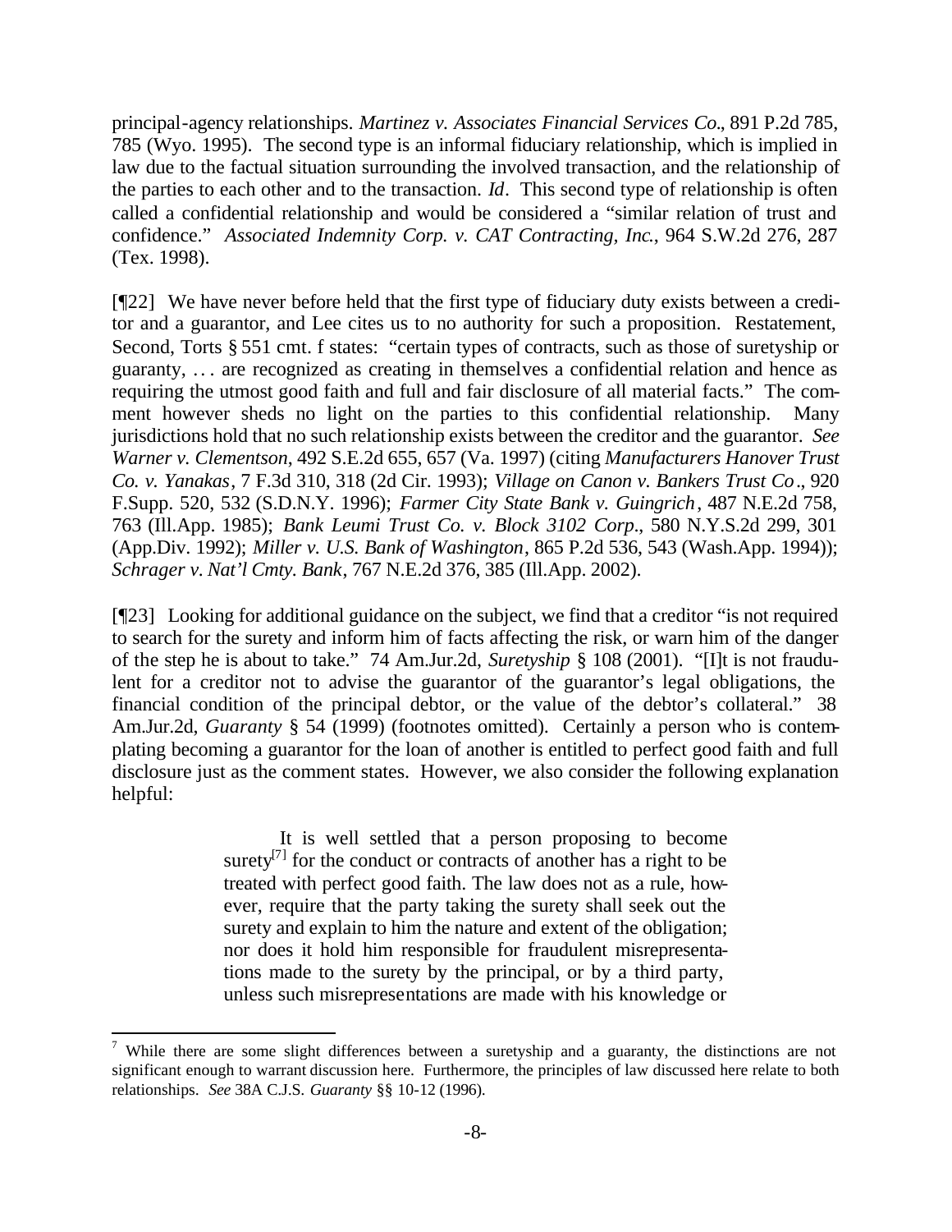principal-agency relationships. *Martinez v. Associates Financial Services Co.*, 891 P.2d 785, 785 (Wyo. 1995). The second type is an informal fiduciary relationship, which is implied in law due to the factual situation surrounding the involved transaction, and the relationship of the parties to each other and to the transaction. *Id*. This second type of relationship is often called a confidential relationship and would be considered a "similar relation of trust and confidence." *Associated Indemnity Corp. v. CAT Contracting, Inc.*, 964 S.W.2d 276, 287 (Tex. 1998).

[¶22] We have never before held that the first type of fiduciary duty exists between a creditor and a guarantor, and Lee cites us to no authority for such a proposition. Restatement, Second, Torts § 551 cmt. f states: "certain types of contracts, such as those of suretyship or guaranty, . . . are recognized as creating in themselves a confidential relation and hence as requiring the utmost good faith and full and fair disclosure of all material facts." The comment however sheds no light on the parties to this confidential relationship. Many jurisdictions hold that no such relationship exists between the creditor and the guarantor. *See Warner v. Clementson*, 492 S.E.2d 655, 657 (Va. 1997) (citing *Manufacturers Hanover Trust Co. v. Yanakas*, 7 F.3d 310, 318 (2d Cir. 1993); *Village on Canon v. Bankers Trust Co.*, 920 F.Supp. 520, 532 (S.D.N.Y. 1996); *Farmer City State Bank v. Guingrich*, 487 N.E.2d 758, 763 (Ill.App. 1985); *Bank Leumi Trust Co. v. Block 3102 Corp.*, 580 N.Y.S.2d 299, 301 (App.Div. 1992); *Miller v. U.S. Bank of Washington*, 865 P.2d 536, 543 (Wash.App. 1994)); *Schrager v. Nat'l Cmty. Bank*, 767 N.E.2d 376, 385 (Ill.App. 2002).

[¶23] Looking for additional guidance on the subject, we find that a creditor "is not required to search for the surety and inform him of facts affecting the risk, or warn him of the danger of the step he is about to take." 74 Am.Jur.2d, *Suretyship* § 108 (2001). "[I]t is not fraudulent for a creditor not to advise the guarantor of the guarantor's legal obligations, the financial condition of the principal debtor, or the value of the debtor's collateral." 38 Am.Jur.2d, *Guaranty* § 54 (1999) (footnotes omitted). Certainly a person who is contemplating becoming a guarantor for the loan of another is entitled to perfect good faith and full disclosure just as the comment states. However, we also consider the following explanation helpful:

> It is well settled that a person proposing to become surety[7] for the conduct or contracts of another has a right to be treated with perfect good faith. The law does not as a rule, however, require that the party taking the surety shall seek out the surety and explain to him the nature and extent of the obligation; nor does it hold him responsible for fraudulent misrepresentations made to the surety by the principal, or by a third party, unless such misrepresentations are made with his knowledge or

---

[7] While there are some slight differences between a suretyship and a guaranty, the distinctions are not significant enough to warrant discussion here. Furthermore, the principles of law discussed here relate to both relationships. *See* 38A C.J.S. *Guaranty* §§ 10-12 (1996).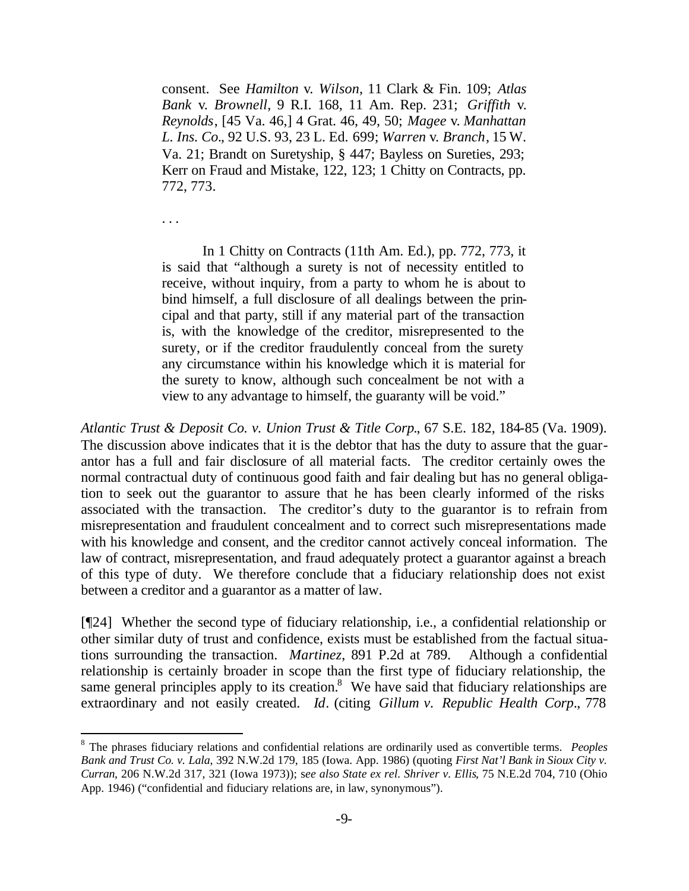> consent. See *Hamilton* v. *Wilson*, 11 Clark & Fin. 109; *Atlas Bank* v. *Brownell*, 9 R.I. 168, 11 Am. Rep. 231; *Griffith* v. *Reynolds*, [45 Va. 46,] 4 Grat. 46, 49, 50; *Magee* v. *Manhattan L. Ins. Co.*, 92 U.S. 93, 23 L. Ed. 699; *Warren* v. *Branch*, 15 W. Va. 21; Brandt on Suretyship, § 447; Bayless on Sureties, 293; Kerr on Fraud and Mistake, 122, 123; 1 Chitty on Contracts, pp. 772, 773.
>
> . . .
>
> In 1 Chitty on Contracts (11th Am. Ed.), pp. 772, 773, it is said that "although a surety is not of necessity entitled to receive, without inquiry, from a party to whom he is about to bind himself, a full disclosure of all dealings between the principal and that party, still if any material part of the transaction is, with the knowledge of the creditor, misrepresented to the surety, or if the creditor fraudulently conceal from the surety any circumstance within his knowledge which it is material for the surety to know, although such concealment be not with a view to any advantage to himself, the guaranty will be void."

*Atlantic Trust & Deposit Co. v. Union Trust & Title Corp.*, 67 S.E. 182, 184-85 (Va. 1909). The discussion above indicates that it is the debtor that has the duty to assure that the guarantor has a full and fair disclosure of all material facts. The creditor certainly owes the normal contractual duty of continuous good faith and fair dealing but has no general obligation to seek out the guarantor to assure that he has been clearly informed of the risks associated with the transaction. The creditor's duty to the guarantor is to refrain from misrepresentation and fraudulent concealment and to correct such misrepresentations made with his knowledge and consent, and the creditor cannot actively conceal information. The law of contract, misrepresentation, and fraud adequately protect a guarantor against a breach of this type of duty. We therefore conclude that a fiduciary relationship does not exist between a creditor and a guarantor as a matter of law.

[¶24] Whether the second type of fiduciary relationship, i.e., a confidential relationship or other similar duty of trust and confidence, exists must be established from the factual situations surrounding the transaction. *Martinez*, 891 P.2d at 789. Although a confidential relationship is certainly broader in scope than the first type of fiduciary relationship, the same general principles apply to its creation.[8] We have said that fiduciary relationships are extraordinary and not easily created. *Id*. (citing *Gillum v. Republic Health Corp.*, 778

---

[8] The phrases fiduciary relations and confidential relations are ordinarily used as convertible terms. *Peoples Bank and Trust Co. v. Lala*, 392 N.W.2d 179, 185 (Iowa. App. 1986) (quoting *First Nat'l Bank in Sioux City v. Curran*, 206 N.W.2d 317, 321 (Iowa 1973)); s*ee also State ex rel. Shriver v. Ellis*, 75 N.E.2d 704, 710 (Ohio App. 1946) ("confidential and fiduciary relations are, in law, synonymous").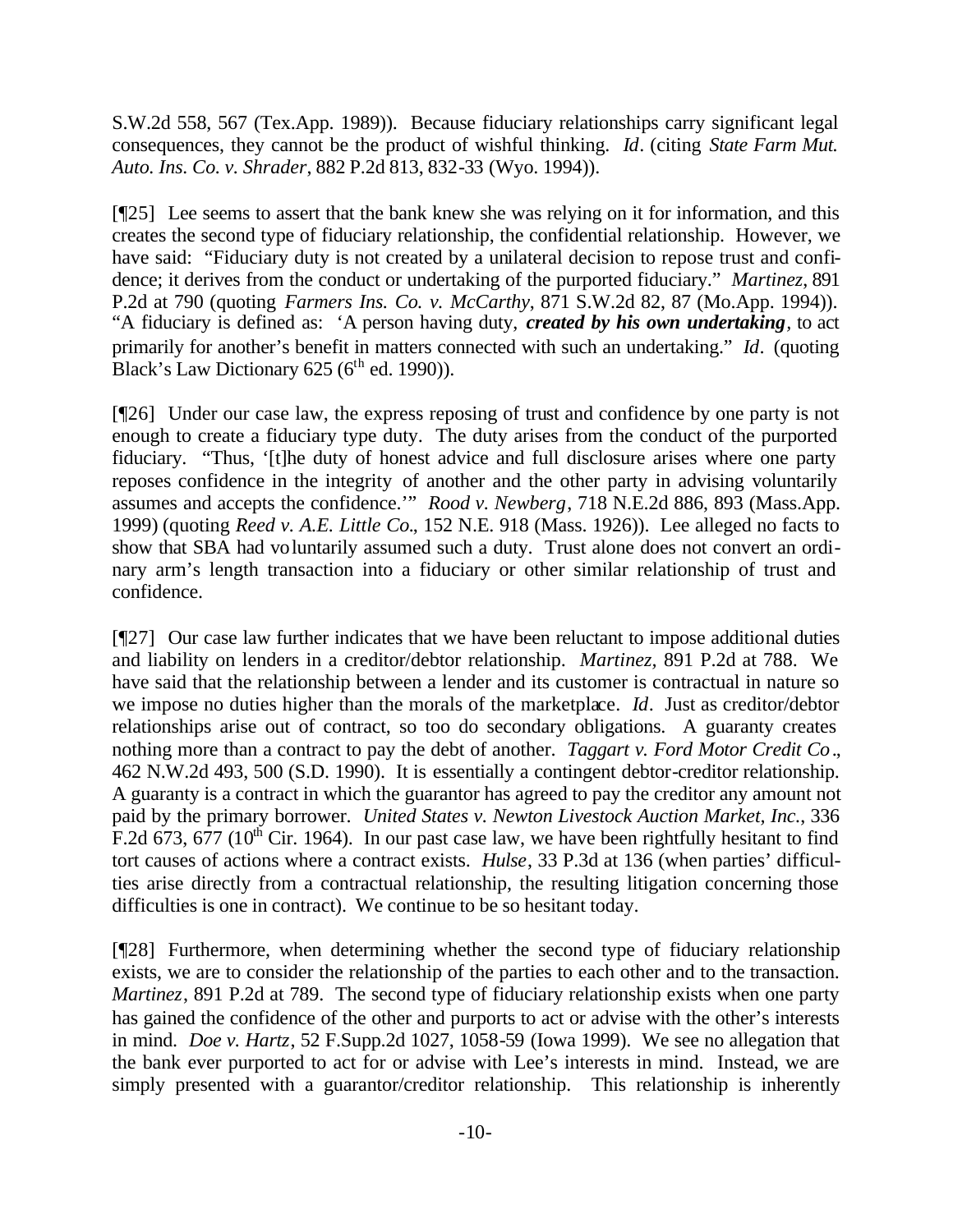S.W.2d 558, 567 (Tex.App. 1989)). Because fiduciary relationships carry significant legal consequences, they cannot be the product of wishful thinking. *Id*. (citing *State Farm Mut. Auto. Ins. Co. v. Shrader*, 882 P.2d 813, 832-33 (Wyo. 1994)).

[¶25] Lee seems to assert that the bank knew she was relying on it for information, and this creates the second type of fiduciary relationship, the confidential relationship. However, we have said: "Fiduciary duty is not created by a unilateral decision to repose trust and confidence; it derives from the conduct or undertaking of the purported fiduciary." *Martinez*, 891 P.2d at 790 (quoting *Farmers Ins. Co. v. McCarthy*, 871 S.W.2d 82, 87 (Mo.App. 1994)). "A fiduciary is defined as: 'A person having duty, ***created by his own undertaking***, to act primarily for another's benefit in matters connected with such an undertaking." *Id*. (quoting Black's Law Dictionary 625 (6th ed. 1990)).

[¶26] Under our case law, the express reposing of trust and confidence by one party is not enough to create a fiduciary type duty. The duty arises from the conduct of the purported fiduciary. "Thus, '[t]he duty of honest advice and full disclosure arises where one party reposes confidence in the integrity of another and the other party in advising voluntarily assumes and accepts the confidence.'" *Rood v. Newberg*, 718 N.E.2d 886, 893 (Mass.App. 1999) (quoting *Reed v. A.E. Little Co.*, 152 N.E. 918 (Mass. 1926)). Lee alleged no facts to show that SBA had voluntarily assumed such a duty. Trust alone does not convert an ordinary arm's length transaction into a fiduciary or other similar relationship of trust and confidence.

[¶27] Our case law further indicates that we have been reluctant to impose additional duties and liability on lenders in a creditor/debtor relationship. *Martinez*, 891 P.2d at 788. We have said that the relationship between a lender and its customer is contractual in nature so we impose no duties higher than the morals of the marketplace. *Id*. Just as creditor/debtor relationships arise out of contract, so too do secondary obligations. A guaranty creates nothing more than a contract to pay the debt of another. *Taggart v. Ford Motor Credit Co*., 462 N.W.2d 493, 500 (S.D. 1990). It is essentially a contingent debtor-creditor relationship. A guaranty is a contract in which the guarantor has agreed to pay the creditor any amount not paid by the primary borrower. *United States v. Newton Livestock Auction Market, Inc.*, 336 F.2d 673, 677 (10th Cir. 1964). In our past case law, we have been rightfully hesitant to find tort causes of actions where a contract exists. *Hulse*, 33 P.3d at 136 (when parties' difficulties arise directly from a contractual relationship, the resulting litigation concerning those difficulties is one in contract). We continue to be so hesitant today.

[¶28] Furthermore, when determining whether the second type of fiduciary relationship exists, we are to consider the relationship of the parties to each other and to the transaction. *Martinez*, 891 P.2d at 789. The second type of fiduciary relationship exists when one party has gained the confidence of the other and purports to act or advise with the other's interests in mind. *Doe v. Hartz*, 52 F.Supp.2d 1027, 1058-59 (Iowa 1999). We see no allegation that the bank ever purported to act for or advise with Lee's interests in mind. Instead, we are simply presented with a guarantor/creditor relationship. This relationship is inherently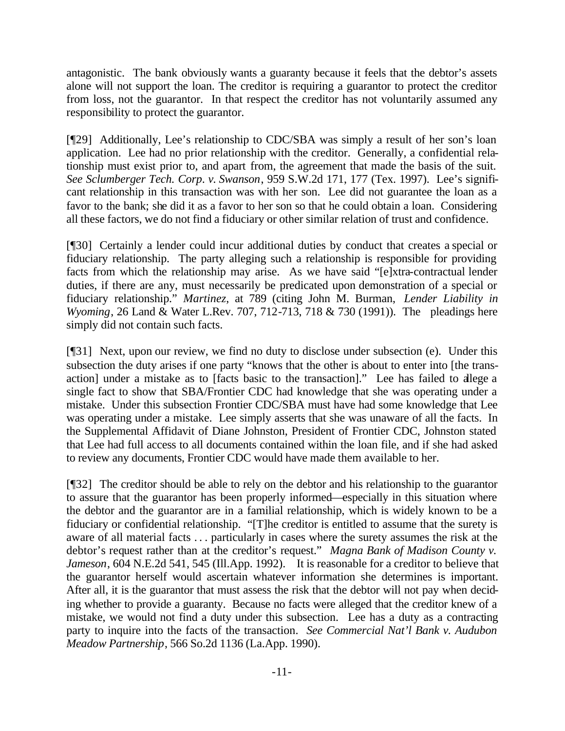antagonistic. The bank obviously wants a guaranty because it feels that the debtor's assets alone will not support the loan. The creditor is requiring a guarantor to protect the creditor from loss, not the guarantor. In that respect the creditor has not voluntarily assumed any responsibility to protect the guarantor.

[¶29] Additionally, Lee's relationship to CDC/SBA was simply a result of her son's loan application. Lee had no prior relationship with the creditor. Generally, a confidential relationship must exist prior to, and apart from, the agreement that made the basis of the suit. *See Sclumberger Tech. Corp. v. Swanson*, 959 S.W.2d 171, 177 (Tex. 1997). Lee's significant relationship in this transaction was with her son. Lee did not guarantee the loan as a favor to the bank; she did it as a favor to her son so that he could obtain a loan. Considering all these factors, we do not find a fiduciary or other similar relation of trust and confidence.

[¶30] Certainly a lender could incur additional duties by conduct that creates a special or fiduciary relationship. The party alleging such a relationship is responsible for providing facts from which the relationship may arise. As we have said "[e]xtra-contractual lender duties, if there are any, must necessarily be predicated upon demonstration of a special or fiduciary relationship." *Martinez*, at 789 (citing John M. Burman, *Lender Liability in Wyoming*, 26 Land & Water L.Rev. 707, 712-713, 718 & 730 (1991)). The pleadings here simply did not contain such facts.

[¶31] Next, upon our review, we find no duty to disclose under subsection (e). Under this subsection the duty arises if one party "knows that the other is about to enter into [the transaction] under a mistake as to [facts basic to the transaction]." Lee has failed to allege a single fact to show that SBA/Frontier CDC had knowledge that she was operating under a mistake. Under this subsection Frontier CDC/SBA must have had some knowledge that Lee was operating under a mistake. Lee simply asserts that she was unaware of all the facts. In the Supplemental Affidavit of Diane Johnston, President of Frontier CDC, Johnston stated that Lee had full access to all documents contained within the loan file, and if she had asked to review any documents, Frontier CDC would have made them available to her.

[¶32] The creditor should be able to rely on the debtor and his relationship to the guarantor to assure that the guarantor has been properly informed—especially in this situation where the debtor and the guarantor are in a familial relationship, which is widely known to be a fiduciary or confidential relationship. "[T]he creditor is entitled to assume that the surety is aware of all material facts . . . particularly in cases where the surety assumes the risk at the debtor's request rather than at the creditor's request." *Magna Bank of Madison County v. Jameson*, 604 N.E.2d 541, 545 (Ill.App. 1992). It is reasonable for a creditor to believe that the guarantor herself would ascertain whatever information she determines is important. After all, it is the guarantor that must assess the risk that the debtor will not pay when deciding whether to provide a guaranty. Because no facts were alleged that the creditor knew of a mistake, we would not find a duty under this subsection. Lee has a duty as a contracting party to inquire into the facts of the transaction. *See Commercial Nat'l Bank v. Audubon Meadow Partnership*, 566 So.2d 1136 (La.App. 1990).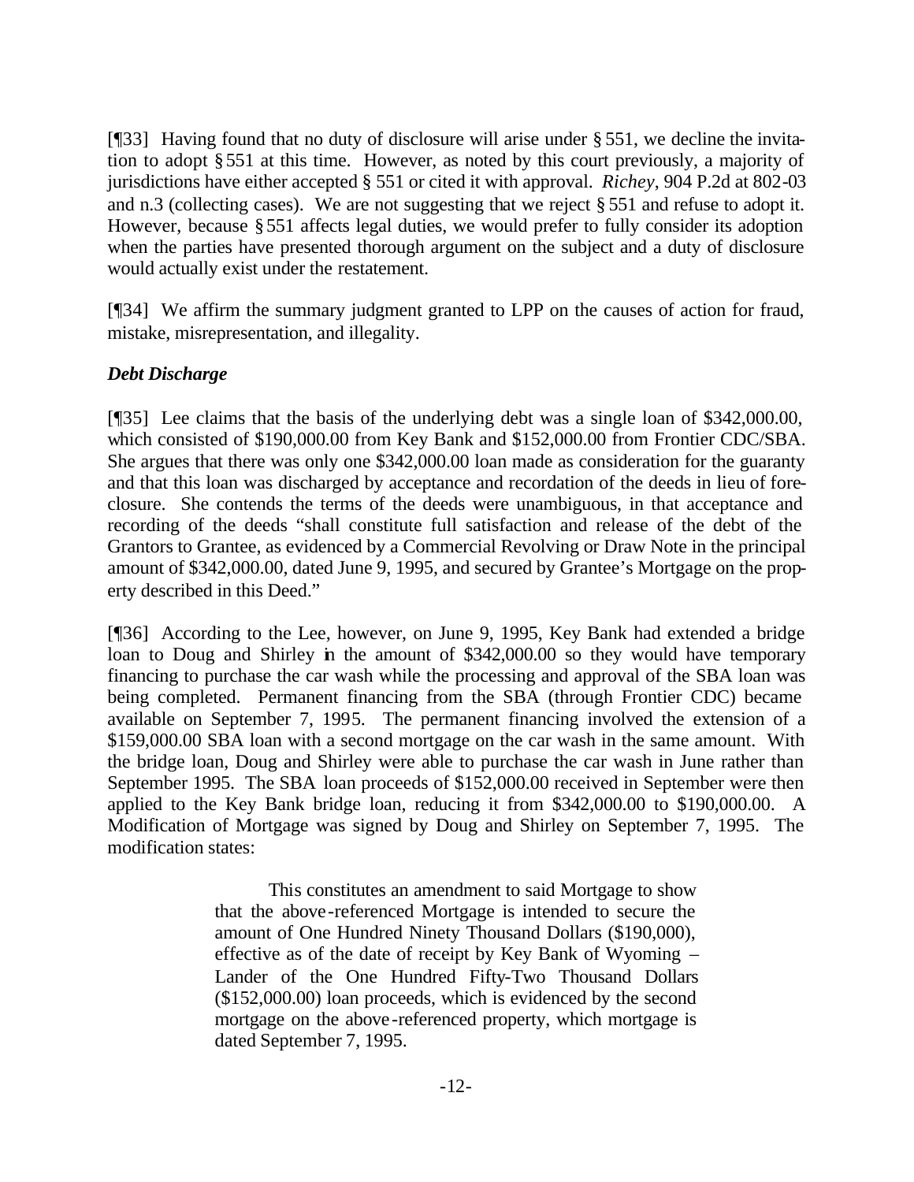[¶33] Having found that no duty of disclosure will arise under § 551, we decline the invitation to adopt § 551 at this time. However, as noted by this court previously, a majority of jurisdictions have either accepted § 551 or cited it with approval. *Richey*, 904 P.2d at 802-03 and n.3 (collecting cases). We are not suggesting that we reject § 551 and refuse to adopt it. However, because § 551 affects legal duties, we would prefer to fully consider its adoption when the parties have presented thorough argument on the subject and a duty of disclosure would actually exist under the restatement.

[¶34] We affirm the summary judgment granted to LPP on the causes of action for fraud, mistake, misrepresentation, and illegality.

***Debt Discharge***

[¶35] Lee claims that the basis of the underlying debt was a single loan of $342,000.00, which consisted of $190,000.00 from Key Bank and $152,000.00 from Frontier CDC/SBA. She argues that there was only one $342,000.00 loan made as consideration for the guaranty and that this loan was discharged by acceptance and recordation of the deeds in lieu of foreclosure. She contends the terms of the deeds were unambiguous, in that acceptance and recording of the deeds "shall constitute full satisfaction and release of the debt of the Grantors to Grantee, as evidenced by a Commercial Revolving or Draw Note in the principal amount of $342,000.00, dated June 9, 1995, and secured by Grantee's Mortgage on the property described in this Deed."

[¶36] According to the Lee, however, on June 9, 1995, Key Bank had extended a bridge loan to Doug and Shirley in the amount of $342,000.00 so they would have temporary financing to purchase the car wash while the processing and approval of the SBA loan was being completed. Permanent financing from the SBA (through Frontier CDC) became available on September 7, 1995. The permanent financing involved the extension of a $159,000.00 SBA loan with a second mortgage on the car wash in the same amount. With the bridge loan, Doug and Shirley were able to purchase the car wash in June rather than September 1995. The SBA loan proceeds of $152,000.00 received in September were then applied to the Key Bank bridge loan, reducing it from $342,000.00 to $190,000.00. A Modification of Mortgage was signed by Doug and Shirley on September 7, 1995. The modification states:

> This constitutes an amendment to said Mortgage to show that the above-referenced Mortgage is intended to secure the amount of One Hundred Ninety Thousand Dollars ($190,000), effective as of the date of receipt by Key Bank of Wyoming – Lander of the One Hundred Fifty-Two Thousand Dollars ($152,000.00) loan proceeds, which is evidenced by the second mortgage on the above-referenced property, which mortgage is dated September 7, 1995.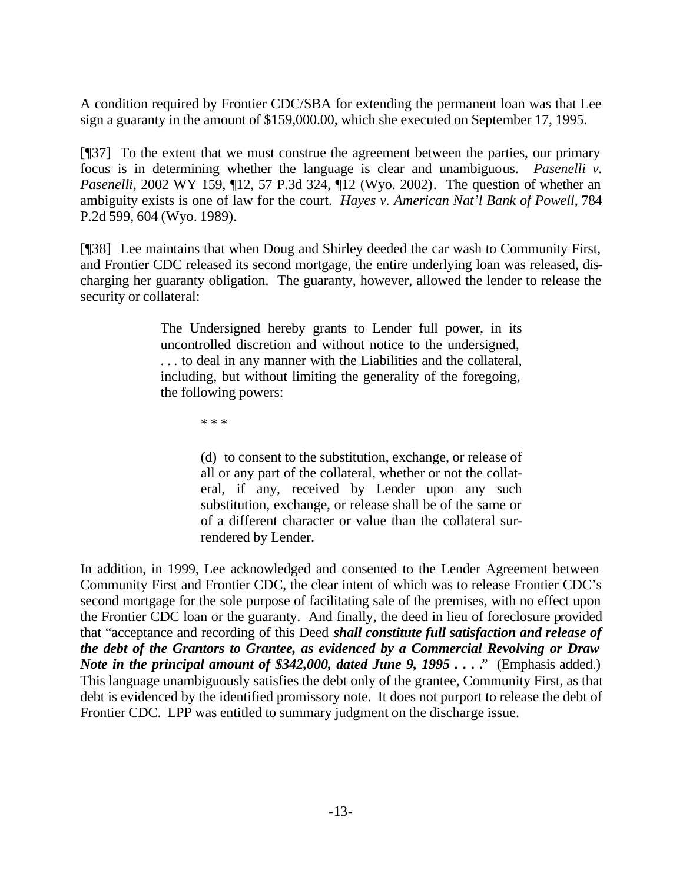A condition required by Frontier CDC/SBA for extending the permanent loan was that Lee sign a guaranty in the amount of $159,000.00, which she executed on September 17, 1995.

[¶37] To the extent that we must construe the agreement between the parties, our primary focus is in determining whether the language is clear and unambiguous. *Pasenelli v. Pasenelli*, 2002 WY 159, ¶12, 57 P.3d 324, ¶12 (Wyo. 2002). The question of whether an ambiguity exists is one of law for the court. *Hayes v. American Nat'l Bank of Powell*, 784 P.2d 599, 604 (Wyo. 1989).

[¶38] Lee maintains that when Doug and Shirley deeded the car wash to Community First, and Frontier CDC released its second mortgage, the entire underlying loan was released, discharging her guaranty obligation. The guaranty, however, allowed the lender to release the security or collateral:

> The Undersigned hereby grants to Lender full power, in its uncontrolled discretion and without notice to the undersigned, . . . to deal in any manner with the Liabilities and the collateral, including, but without limiting the generality of the foregoing, the following powers:
>
> \* \* \*
>
> (d) to consent to the substitution, exchange, or release of all or any part of the collateral, whether or not the collateral, if any, received by Lender upon any such substitution, exchange, or release shall be of the same or of a different character or value than the collateral surrendered by Lender.

In addition, in 1999, Lee acknowledged and consented to the Lender Agreement between Community First and Frontier CDC, the clear intent of which was to release Frontier CDC's second mortgage for the sole purpose of facilitating sale of the premises, with no effect upon the Frontier CDC loan or the guaranty. And finally, the deed in lieu of foreclosure provided that "acceptance and recording of this Deed ***shall constitute full satisfaction and release of the debt of the Grantors to Grantee, as evidenced by a Commercial Revolving or Draw Note in the principal amount of $342,000, dated June 9, 1995 . . . .***" (Emphasis added.) This language unambiguously satisfies the debt only of the grantee, Community First, as that debt is evidenced by the identified promissory note. It does not purport to release the debt of Frontier CDC. LPP was entitled to summary judgment on the discharge issue.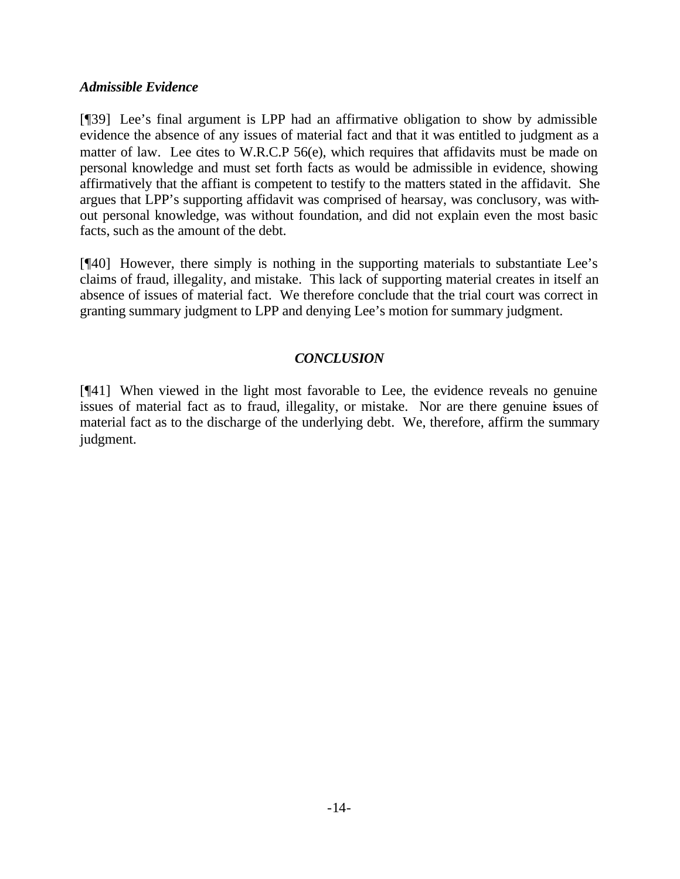### *Admissible Evidence*

[¶39] Lee's final argument is LPP had an affirmative obligation to show by admissible evidence the absence of any issues of material fact and that it was entitled to judgment as a matter of law. Lee cites to W.R.C.P 56(e), which requires that affidavits must be made on personal knowledge and must set forth facts as would be admissible in evidence, showing affirmatively that the affiant is competent to testify to the matters stated in the affidavit. She argues that LPP's supporting affidavit was comprised of hearsay, was conclusory, was without personal knowledge, was without foundation, and did not explain even the most basic facts, such as the amount of the debt.

[¶40] However, there simply is nothing in the supporting materials to substantiate Lee's claims of fraud, illegality, and mistake. This lack of supporting material creates in itself an absence of issues of material fact. We therefore conclude that the trial court was correct in granting summary judgment to LPP and denying Lee's motion for summary judgment.

## *CONCLUSION*

[¶41] When viewed in the light most favorable to Lee, the evidence reveals no genuine issues of material fact as to fraud, illegality, or mistake. Nor are there genuine issues of material fact as to the discharge of the underlying debt. We, therefore, affirm the summary judgment.